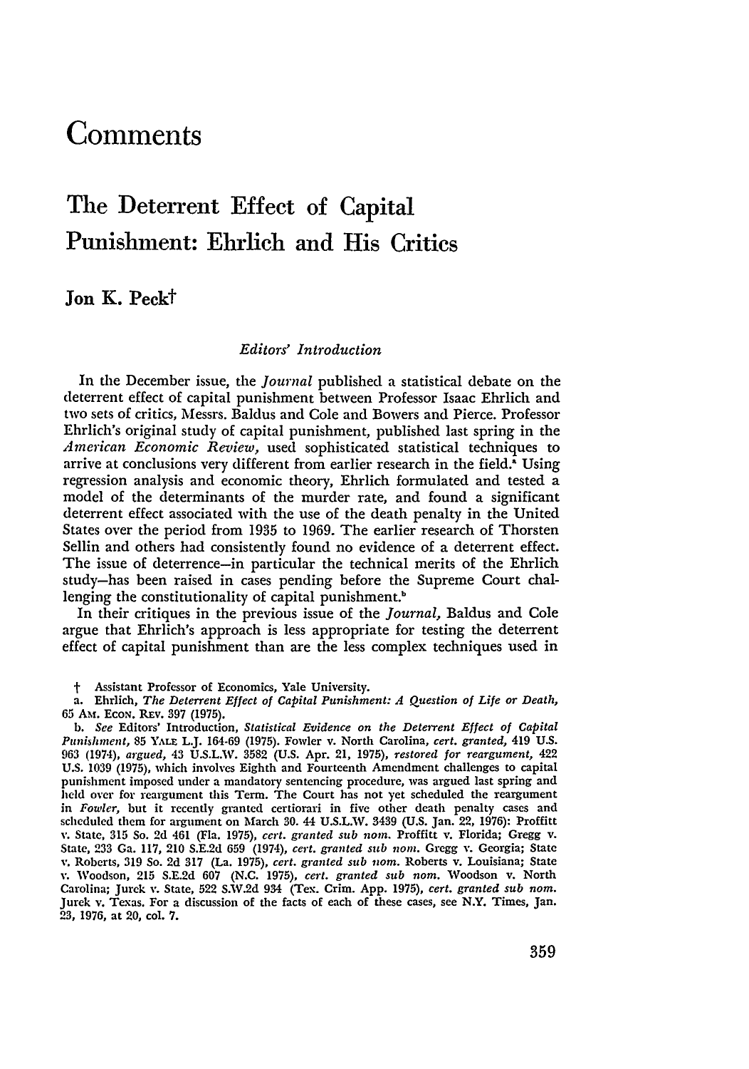# Comments

## The Deterrent Effect of Capital Punishment: Ehrlich and His Critics

### Jon K. Peck†

*Editors' Introduction*

In the December issue, the *Journal* published a statistical debate on the deterrent effect of capital punishment between Professor Isaac Ehrlich and two sets of critics, Messrs. Baldus and Cole and Bowers and Pierce. Professor Ehrlich's original study of capital punishment, published last spring in the *American Economic Review*, used sophisticated statistical techniques to arrive at conclusions very different from earlier research in the field.[a] Using regression analysis and economic theory, Ehrlich formulated and tested a model of the determinants of the murder rate, and found a significant deterrent effect associated with the use of the death penalty in the United States over the period from 1935 to 1969. The earlier research of Thorsten Sellin and others had consistently found no evidence of a deterrent effect. The issue of deterrence—in particular the technical merits of the Ehrlich study—has been raised in cases pending before the Supreme Court challenging the constitutionality of capital punishment.[b]

In their critiques in the previous issue of the *Journal*, Baldus and Cole argue that Ehrlich's approach is less appropriate for testing the deterrent effect of capital punishment than are the less complex techniques used in

† Assistant Professor of Economics, Yale University.

a. Ehrlich, *The Deterrent Effect of Capital Punishment: A Question of Life or Death*, 65 AM. ECON. REV. 397 (1975).

b. *See* Editors' Introduction, *Statistical Evidence on the Deterrent Effect of Capital Punishment*, 85 YALE L.J. 164-69 (1975). Fowler v. North Carolina, *cert. granted*, 419 U.S. 963 (1974), *argued*, 43 U.S.L.W. 3582 (U.S. Apr. 21, 1975), *restored for reargument*, 422 U.S. 1039 (1975), which involves Eighth and Fourteenth Amendment challenges to capital punishment imposed under a mandatory sentencing procedure, was argued last spring and held over for reargument this Term. The Court has not yet scheduled the reargument in *Fowler*, but it recently granted certiorari in five other death penalty cases and scheduled them for argument on March 30. 44 U.S.L.W. 3439 (U.S. Jan. 22, 1976): Proffitt v. State, 315 So. 2d 461 (Fla. 1975), *cert. granted sub nom.* Proffitt v. Florida; Gregg v. State, 233 Ga. 117, 210 S.E.2d 659 (1974), *cert. granted sub nom.* Gregg v. Georgia; State v. Roberts, 319 So. 2d 317 (La. 1975), *cert. granted sub nom.* Roberts v. Louisiana; State v. Woodson, 215 S.E.2d 607 (N.C. 1975), *cert. granted sub nom.* Woodson v. North Carolina; Jurek v. State, 522 S.W.2d 934 (Tex. Crim. App. 1975), *cert. granted sub nom.* Jurek v. Texas. For a discussion of the facts of each of these cases, see N.Y. Times, Jan. 23, 1976, at 20, col. 7.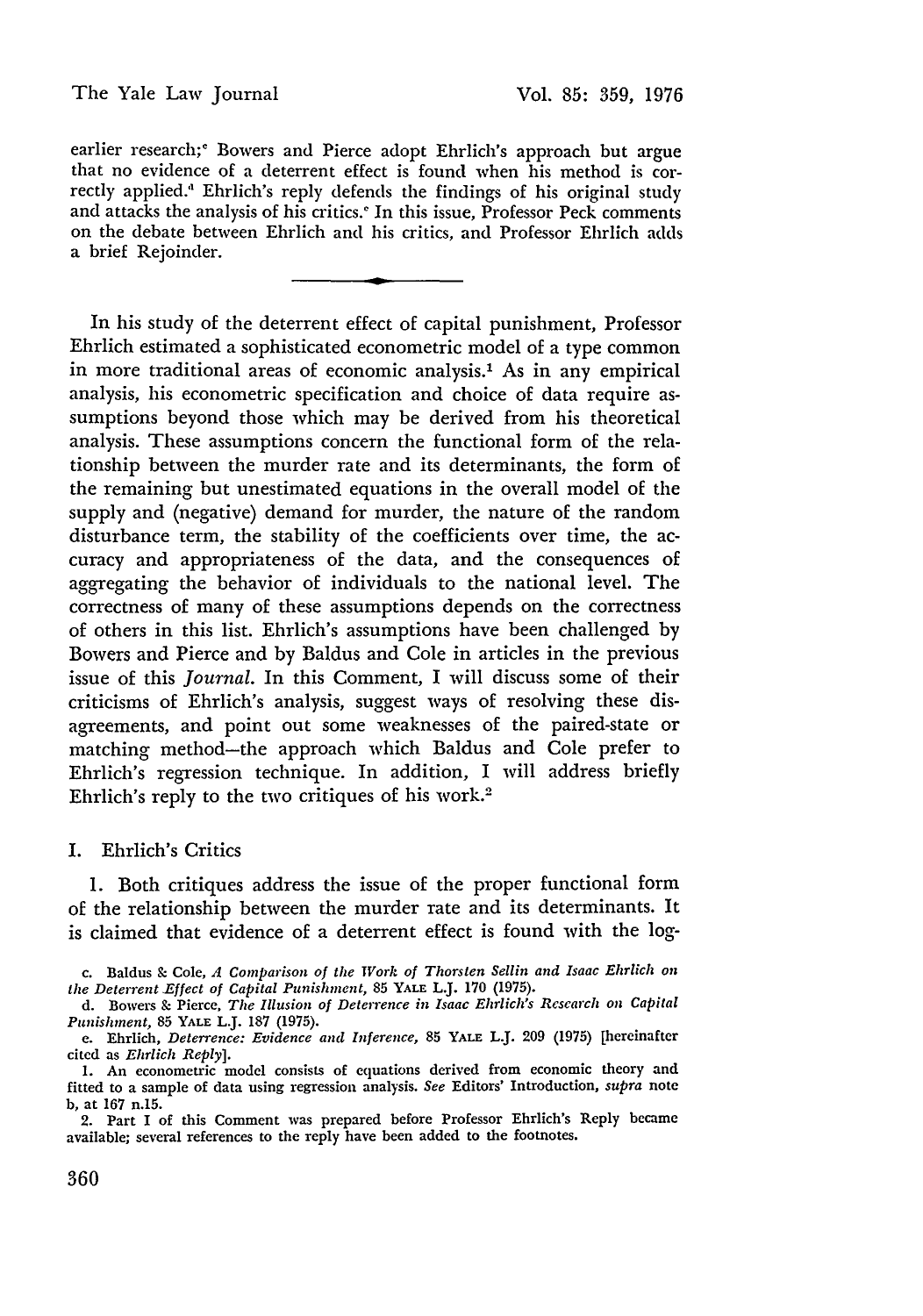earlier research;[c] Bowers and Pierce adopt Ehrlich's approach but argue that no evidence of a deterrent effect is found when his method is correctly applied.[d] Ehrlich's reply defends the findings of his original study and attacks the analysis of his critics.[e] In this issue, Professor Peck comments on the debate between Ehrlich and his critics, and Professor Ehrlich adds a brief Rejoinder.

---

In his study of the deterrent effect of capital punishment, Professor Ehrlich estimated a sophisticated econometric model of a type common in more traditional areas of economic analysis.[1] As in any empirical analysis, his econometric specification and choice of data require assumptions beyond those which may be derived from his theoretical analysis. These assumptions concern the functional form of the relationship between the murder rate and its determinants, the form of the remaining but unestimated equations in the overall model of the supply and (negative) demand for murder, the nature of the random disturbance term, the stability of the coefficients over time, the accuracy and appropriateness of the data, and the consequences of aggregating the behavior of individuals to the national level. The correctness of many of these assumptions depends on the correctness of others in this list. Ehrlich's assumptions have been challenged by Bowers and Pierce and by Baldus and Cole in articles in the previous issue of this *Journal*. In this Comment, I will discuss some of their criticisms of Ehrlich's analysis, suggest ways of resolving these disagreements, and point out some weaknesses of the paired-state or matching method—the approach which Baldus and Cole prefer to Ehrlich's regression technique. In addition, I will address briefly Ehrlich's reply to the two critiques of his work.[2]

## I. Ehrlich's Critics

1. Both critiques address the issue of the proper functional form of the relationship between the murder rate and its determinants. It is claimed that evidence of a deterrent effect is found with the log-

---

c. Baldus & Cole, *A Comparison of the Work of Thorsten Sellin and Isaac Ehrlich on the Deterrent Effect of Capital Punishment*, 85 YALE L.J. 170 (1975).

d. Bowers & Pierce, *The Illusion of Deterrence in Isaac Ehrlich's Research on Capital Punishment*, 85 YALE L.J. 187 (1975).

e. Ehrlich, *Deterrence: Evidence and Inference*, 85 YALE L.J. 209 (1975) [hereinafter cited as *Ehrlich Reply*].

1. An econometric model consists of equations derived from economic theory and fitted to a sample of data using regression analysis. *See* Editors' Introduction, *supra* note b, at 167 n.15.

2. Part I of this Comment was prepared before Professor Ehrlich's Reply became available; several references to the reply have been added to the footnotes.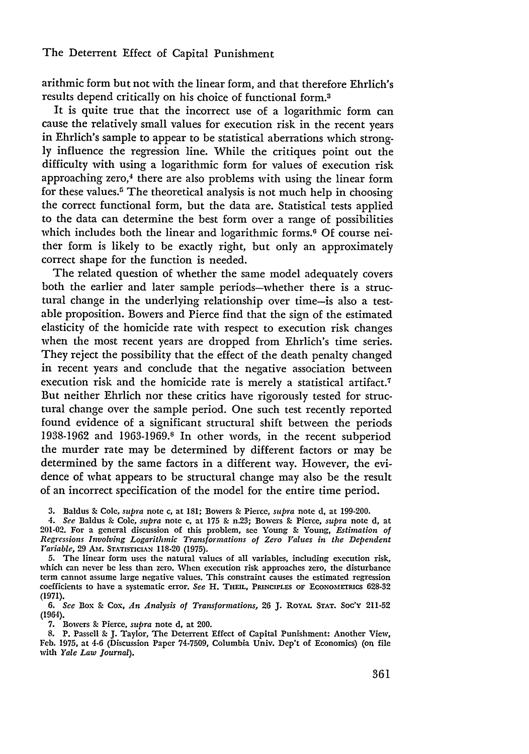arithmic form but not with the linear form, and that therefore Ehrlich's results depend critically on his choice of functional form.[3]

It is quite true that the incorrect use of a logarithmic form can cause the relatively small values for execution risk in the recent years in Ehrlich's sample to appear to be statistical aberrations which strongly influence the regression line. While the critiques point out the difficulty with using a logarithmic form for values of execution risk approaching zero,[4] there are also problems with using the linear form for these values.[5] The theoretical analysis is not much help in choosing the correct functional form, but the data are. Statistical tests applied to the data can determine the best form over a range of possibilities which includes both the linear and logarithmic forms.[6] Of course neither form is likely to be exactly right, but only an approximately correct shape for the function is needed.

The related question of whether the same model adequately covers both the earlier and later sample periods—whether there is a structural change in the underlying relationship over time—is also a testable proposition. Bowers and Pierce find that the sign of the estimated elasticity of the homicide rate with respect to execution risk changes when the most recent years are dropped from Ehrlich's time series. They reject the possibility that the effect of the death penalty changed in recent years and conclude that the negative association between execution risk and the homicide rate is merely a statistical artifact.[7] But neither Ehrlich nor these critics have rigorously tested for structural change over the sample period. One such test recently reported found evidence of a significant structural shift between the periods 1938-1962 and 1963-1969.[8] In other words, in the recent subperiod the murder rate may be determined by different factors or may be determined by the same factors in a different way. However, the evidence of what appears to be structural change may also be the result of an incorrect specification of the model for the entire time period.

3. Baldus & Cole, *supra* note c, at 181; Bowers & Pierce, *supra* note d, at 199-200.

4. *See* Baldus & Cole, *supra* note c, at 175 & n.23; Bowers & Pierce, *supra* note d, at 201-02. For a general discussion of this problem, see Young & Young, *Estimation of Regressions Involving Logarithmic Transformations of Zero Values in the Dependent Variable*, 29 AM. STATISTICIAN 118-20 (1975).

5. The linear form uses the natural values of all variables, including execution risk, which can never be less than zero. When execution risk approaches zero, the disturbance term cannot assume large negative values. This constraint causes the estimated regression coefficients to have a systematic error. *See* H. THEIL, PRINCIPLES OF ECONOMETRICS 628-32 (1971).

6. *See* Box & Cox, *An Analysis of Transformations*, 26 J. ROYAL STAT. SOC'Y 211-52 (1964).

7. Bowers & Pierce, *supra* note d, at 200.

8. P. Passell & J. Taylor, The Deterrent Effect of Capital Punishment: Another View, Feb. 1975, at 4-6 (Discussion Paper 74-7509, Columbia Univ. Dep't of Economics) (on file with *Yale Law Journal*).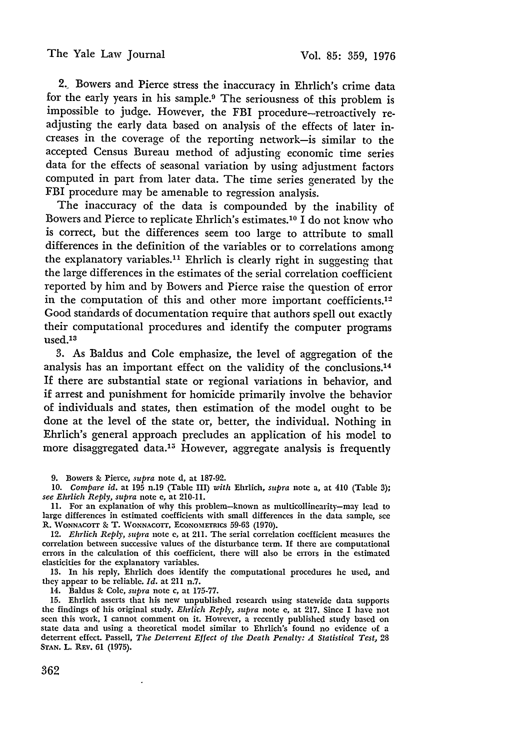2. Bowers and Pierce stress the inaccuracy in Ehrlich's crime data for the early years in his sample.[9] The seriousness of this problem is impossible to judge. However, the FBI procedure—retroactively readjusting the early data based on analysis of the effects of later increases in the coverage of the reporting network—is similar to the accepted Census Bureau method of adjusting economic time series data for the effects of seasonal variation by using adjustment factors computed in part from later data. The time series generated by the FBI procedure may be amenable to regression analysis.

The inaccuracy of the data is compounded by the inability of Bowers and Pierce to replicate Ehrlich's estimates.[10] I do not know who is correct, but the differences seem too large to attribute to small differences in the definition of the variables or to correlations among the explanatory variables.[11] Ehrlich is clearly right in suggesting that the large differences in the estimates of the serial correlation coefficient reported by him and by Bowers and Pierce raise the question of error in the computation of this and other more important coefficients.[12] Good standards of documentation require that authors spell out exactly their computational procedures and identify the computer programs used.[13]

3. As Baldus and Cole emphasize, the level of aggregation of the analysis has an important effect on the validity of the conclusions.[14] If there are substantial state or regional variations in behavior, and if arrest and punishment for homicide primarily involve the behavior of individuals and states, then estimation of the model ought to be done at the level of the state or, better, the individual. Nothing in Ehrlich's general approach precludes an application of his model to more disaggregated data.[15] However, aggregate analysis is frequently

---

9. Bowers & Pierce, *supra* note d, at 187-92.

10. *Compare id.* at 195 n.19 (Table III) *with* Ehrlich, *supra* note a, at 410 (Table 3); *see Ehrlich Reply*, *supra* note e, at 210-11.

11. For an explanation of why this problem—known as multicollinearity—may lead to large differences in estimated coefficients with small differences in the data sample, see R. WONNACOTT & T. WONNACOTT, ECONOMETRICS 59-63 (1970).

12. *Ehrlich Reply*, *supra* note e, at 211. The serial correlation coefficient measures the correlation between successive values of the disturbance term. If there are computational errors in the calculation of this coefficient, there will also be errors in the estimated elasticities for the explanatory variables.

13. In his reply, Ehrlich does identify the computational procedures he used, and they appear to be reliable. *Id.* at 211 n.7.

14. Baldus & Cole, *supra* note c, at 175-77.

15. Ehrlich asserts that his new unpublished research using statewide data supports the findings of his original study. *Ehrlich Reply*, *supra* note e, at 217. Since I have not seen this work, I cannot comment on it. However, a recently published study based on state data and using a theoretical model similar to Ehrlich's found no evidence of a deterrent effect. Passell, *The Deterrent Effect of the Death Penalty: A Statistical Test*, 28 STAN. L. REV. 61 (1975).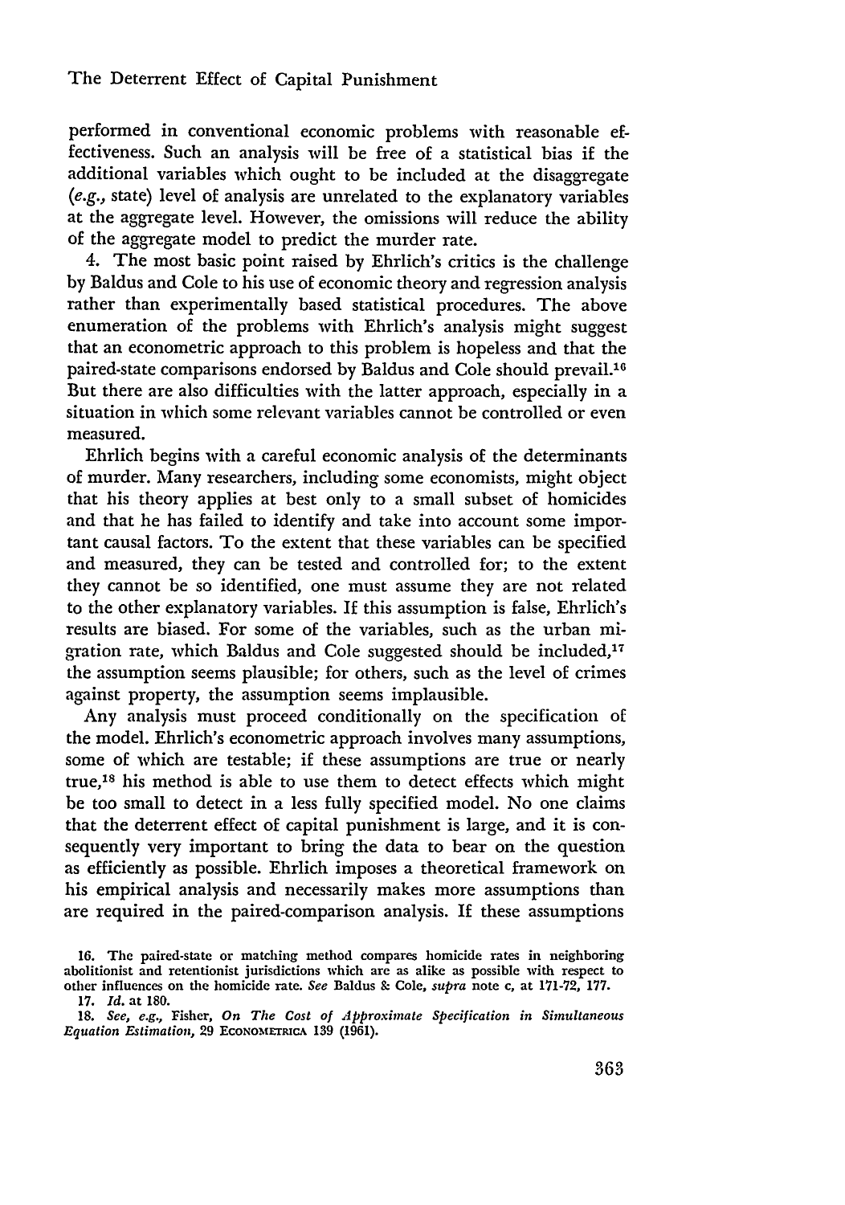performed in conventional economic problems with reasonable effectiveness. Such an analysis will be free of a statistical bias if the additional variables which ought to be included at the disaggregate (*e.g.*, state) level of analysis are unrelated to the explanatory variables at the aggregate level. However, the omissions will reduce the ability of the aggregate model to predict the murder rate.

4. The most basic point raised by Ehrlich's critics is the challenge by Baldus and Cole to his use of economic theory and regression analysis rather than experimentally based statistical procedures. The above enumeration of the problems with Ehrlich's analysis might suggest that an econometric approach to this problem is hopeless and that the paired-state comparisons endorsed by Baldus and Cole should prevail.[16] But there are also difficulties with the latter approach, especially in a situation in which some relevant variables cannot be controlled or even measured.

Ehrlich begins with a careful economic analysis of the determinants of murder. Many researchers, including some economists, might object that his theory applies at best only to a small subset of homicides and that he has failed to identify and take into account some important causal factors. To the extent that these variables can be specified and measured, they can be tested and controlled for; to the extent they cannot be so identified, one must assume they are not related to the other explanatory variables. If this assumption is false, Ehrlich's results are biased. For some of the variables, such as the urban migration rate, which Baldus and Cole suggested should be included,[17] the assumption seems plausible; for others, such as the level of crimes against property, the assumption seems implausible.

Any analysis must proceed conditionally on the specification of the model. Ehrlich's econometric approach involves many assumptions, some of which are testable; if these assumptions are true or nearly true,[18] his method is able to use them to detect effects which might be too small to detect in a less fully specified model. No one claims that the deterrent effect of capital punishment is large, and it is consequently very important to bring the data to bear on the question as efficiently as possible. Ehrlich imposes a theoretical framework on his empirical analysis and necessarily makes more assumptions than are required in the paired-comparison analysis. If these assumptions

16. The paired-state or matching method compares homicide rates in neighboring abolitionist and retentionist jurisdictions which are as alike as possible with respect to other influences on the homicide rate. *See* Baldus & Cole, *supra* note c, at 171-72, 177.

17. *Id.* at 180.

18. *See, e.g.*, Fisher, *On The Cost of Approximate Specification in Simultaneous Equation Estimation*, 29 ECONOMETRICA 139 (1961).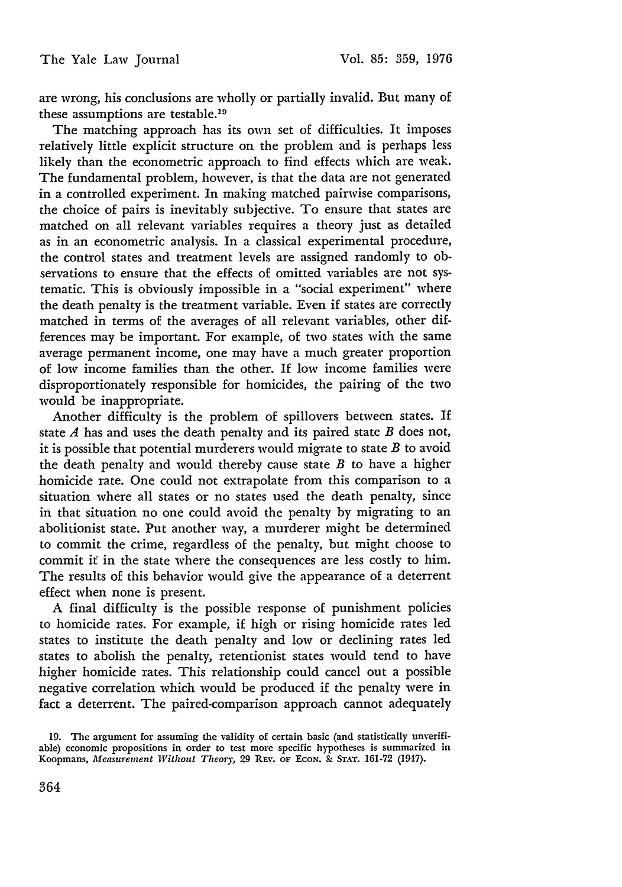are wrong, his conclusions are wholly or partially invalid. But many of these assumptions are testable.[19]

The matching approach has its own set of difficulties. It imposes relatively little explicit structure on the problem and is perhaps less likely than the econometric approach to find effects which are weak. The fundamental problem, however, is that the data are not generated in a controlled experiment. In making matched pairwise comparisons, the choice of pairs is inevitably subjective. To ensure that states are matched on all relevant variables requires a theory just as detailed as in an econometric analysis. In a classical experimental procedure, the control states and treatment levels are assigned randomly to observations to ensure that the effects of omitted variables are not systematic. This is obviously impossible in a "social experiment" where the death penalty is the treatment variable. Even if states are correctly matched in terms of the averages of all relevant variables, other differences may be important. For example, of two states with the same average permanent income, one may have a much greater proportion of low income families than the other. If low income families were disproportionately responsible for homicides, the pairing of the two would be inappropriate.

Another difficulty is the problem of spillovers between states. If state *A* has and uses the death penalty and its paired state *B* does not, it is possible that potential murderers would migrate to state *B* to avoid the death penalty and would thereby cause state *B* to have a higher homicide rate. One could not extrapolate from this comparison to a situation where all states or no states used the death penalty, since in that situation no one could avoid the penalty by migrating to an abolitionist state. Put another way, a murderer might be determined to commit the crime, regardless of the penalty, but might choose to commit it in the state where the consequences are less costly to him. The results of this behavior would give the appearance of a deterrent effect when none is present.

A final difficulty is the possible response of punishment policies to homicide rates. For example, if high or rising homicide rates led states to institute the death penalty and low or declining rates led states to abolish the penalty, retentionist states would tend to have higher homicide rates. This relationship could cancel out a possible negative correlation which would be produced if the penalty were in fact a deterrent. The paired-comparison approach cannot adequately

19. The argument for assuming the validity of certain basic (and statistically unverifiable) economic propositions in order to test more specific hypotheses is summarized in Koopmans, *Measurement Without Theory*, 29 REV. OF ECON. & STAT. 161-72 (1947).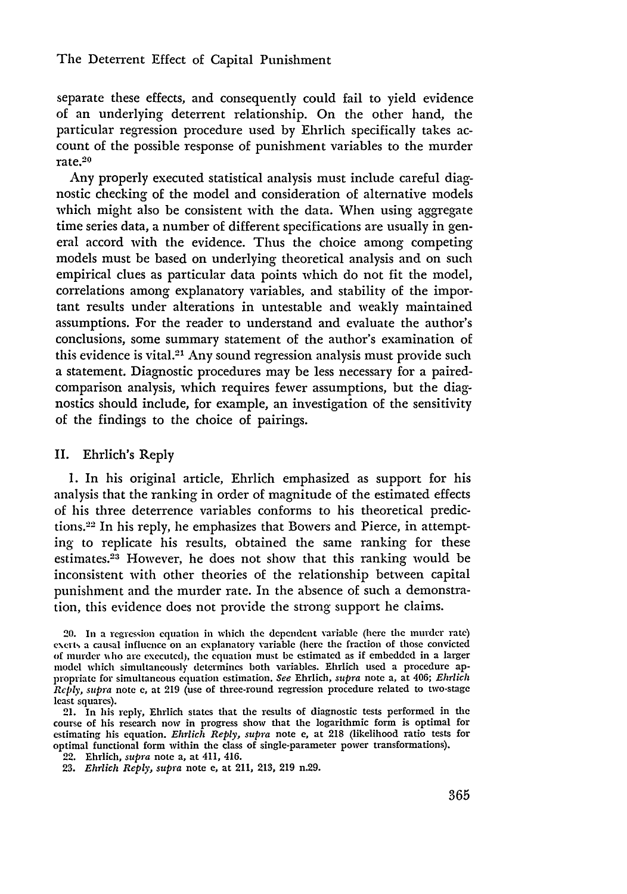separate these effects, and consequently could fail to yield evidence of an underlying deterrent relationship. On the other hand, the particular regression procedure used by Ehrlich specifically takes account of the possible response of punishment variables to the murder rate.[20]

Any properly executed statistical analysis must include careful diagnostic checking of the model and consideration of alternative models which might also be consistent with the data. When using aggregate time series data, a number of different specifications are usually in general accord with the evidence. Thus the choice among competing models must be based on underlying theoretical analysis and on such empirical clues as particular data points which do not fit the model, correlations among explanatory variables, and stability of the important results under alterations in untestable and weakly maintained assumptions. For the reader to understand and evaluate the author's conclusions, some summary statement of the author's examination of this evidence is vital.[21] Any sound regression analysis must provide such a statement. Diagnostic procedures may be less necessary for a paired-comparison analysis, which requires fewer assumptions, but the diagnostics should include, for example, an investigation of the sensitivity of the findings to the choice of pairings.

## II. Ehrlich's Reply

1. In his original article, Ehrlich emphasized as support for his analysis that the ranking in order of magnitude of the estimated effects of his three deterrence variables conforms to his theoretical predictions.[22] In his reply, he emphasizes that Bowers and Pierce, in attempting to replicate his results, obtained the same ranking for these estimates.[23] However, he does not show that this ranking would be inconsistent with other theories of the relationship between capital punishment and the murder rate. In the absence of such a demonstration, this evidence does not provide the strong support he claims.

---

20. In a regression equation in which the dependent variable (here the murder rate) exerts a causal influence on an explanatory variable (here the fraction of those convicted of murder who are executed), the equation must be estimated as if embedded in a larger model which simultaneously determines both variables. Ehrlich used a procedure appropriate for simultaneous equation estimation. *See* Ehrlich, *supra* note a, at 406; *Ehrlich Reply*, *supra* note e, at 219 (use of three-round regression procedure related to two-stage least squares).

21. In his reply, Ehrlich states that the results of diagnostic tests performed in the course of his research now in progress show that the logarithmic form is optimal for estimating his equation. *Ehrlich Reply*, *supra* note e, at 218 (likelihood ratio tests for optimal functional form within the class of single-parameter power transformations).

22. Ehrlich, *supra* note a, at 411, 416.

23. *Ehrlich Reply*, *supra* note e, at 211, 213, 219 n.29.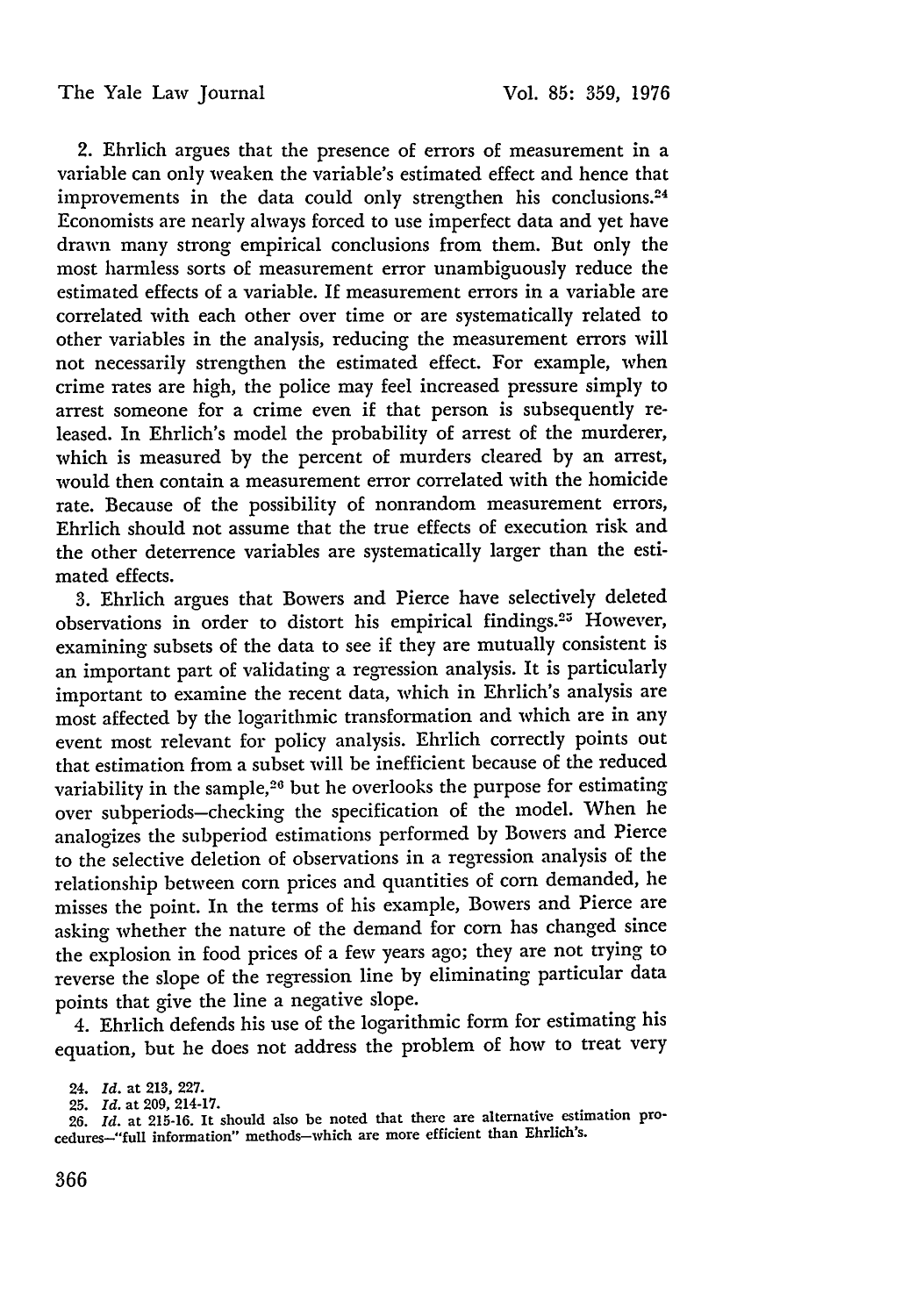2. Ehrlich argues that the presence of errors of measurement in a variable can only weaken the variable's estimated effect and hence that improvements in the data could only strengthen his conclusions.[24] Economists are nearly always forced to use imperfect data and yet have drawn many strong empirical conclusions from them. But only the most harmless sorts of measurement error unambiguously reduce the estimated effects of a variable. If measurement errors in a variable are correlated with each other over time or are systematically related to other variables in the analysis, reducing the measurement errors will not necessarily strengthen the estimated effect. For example, when crime rates are high, the police may feel increased pressure simply to arrest someone for a crime even if that person is subsequently released. In Ehrlich's model the probability of arrest of the murderer, which is measured by the percent of murders cleared by an arrest, would then contain a measurement error correlated with the homicide rate. Because of the possibility of nonrandom measurement errors, Ehrlich should not assume that the true effects of execution risk and the other deterrence variables are systematically larger than the estimated effects.

3. Ehrlich argues that Bowers and Pierce have selectively deleted observations in order to distort his empirical findings.[25] However, examining subsets of the data to see if they are mutually consistent is an important part of validating a regression analysis. It is particularly important to examine the recent data, which in Ehrlich's analysis are most affected by the logarithmic transformation and which are in any event most relevant for policy analysis. Ehrlich correctly points out that estimation from a subset will be inefficient because of the reduced variability in the sample,[26] but he overlooks the purpose for estimating over subperiods—checking the specification of the model. When he analogizes the subperiod estimations performed by Bowers and Pierce to the selective deletion of observations in a regression analysis of the relationship between corn prices and quantities of corn demanded, he misses the point. In the terms of his example, Bowers and Pierce are asking whether the nature of the demand for corn has changed since the explosion in food prices of a few years ago; they are not trying to reverse the slope of the regression line by eliminating particular data points that give the line a negative slope.

4. Ehrlich defends his use of the logarithmic form for estimating his equation, but he does not address the problem of how to treat very

24. *Id.* at 213, 227.

25. *Id.* at 209, 214-17.

26. *Id.* at 215-16. It should also be noted that there are alternative estimation procedures—"full information" methods—which are more efficient than Ehrlich's.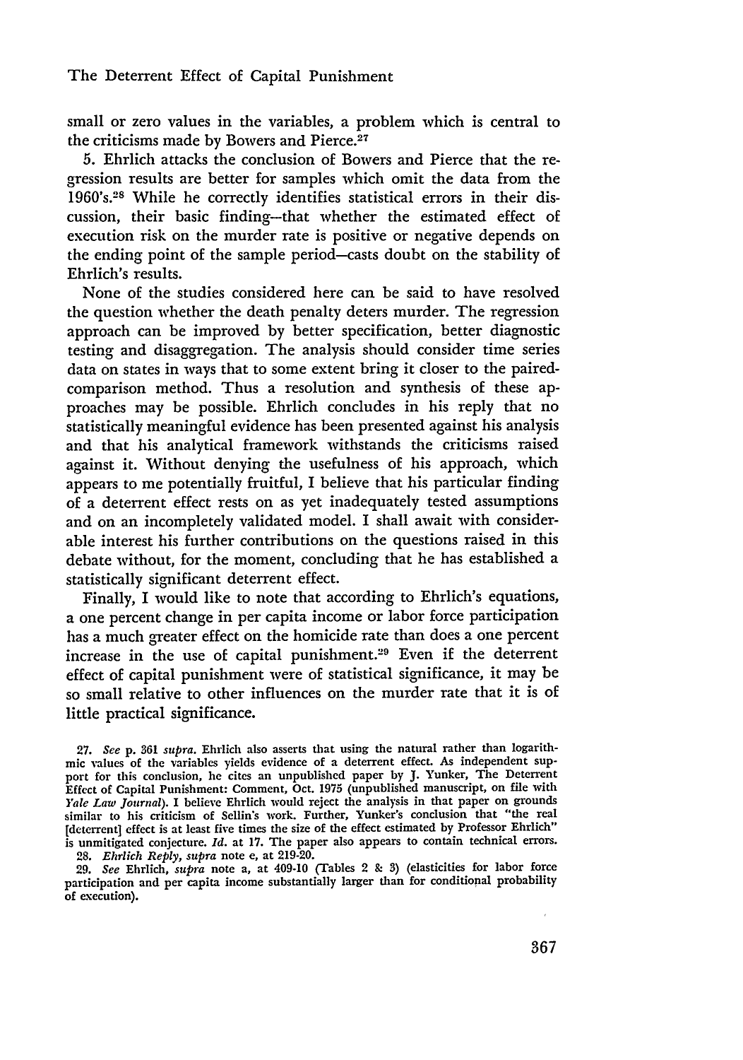small or zero values in the variables, a problem which is central to the criticisms made by Bowers and Pierce.[27]

5. Ehrlich attacks the conclusion of Bowers and Pierce that the regression results are better for samples which omit the data from the 1960's.[28] While he correctly identifies statistical errors in their discussion, their basic finding—that whether the estimated effect of execution risk on the murder rate is positive or negative depends on the ending point of the sample period—casts doubt on the stability of Ehrlich's results.

None of the studies considered here can be said to have resolved the question whether the death penalty deters murder. The regression approach can be improved by better specification, better diagnostic testing and disaggregation. The analysis should consider time series data on states in ways that to some extent bring it closer to the paired-comparison method. Thus a resolution and synthesis of these approaches may be possible. Ehrlich concludes in his reply that no statistically meaningful evidence has been presented against his analysis and that his analytical framework withstands the criticisms raised against it. Without denying the usefulness of his approach, which appears to me potentially fruitful, I believe that his particular finding of a deterrent effect rests on as yet inadequately tested assumptions and on an incompletely validated model. I shall await with considerable interest his further contributions on the questions raised in this debate without, for the moment, concluding that he has established a statistically significant deterrent effect.

Finally, I would like to note that according to Ehrlich's equations, a one percent change in per capita income or labor force participation has a much greater effect on the homicide rate than does a one percent increase in the use of capital punishment.[29] Even if the deterrent effect of capital punishment were of statistical significance, it may be so small relative to other influences on the murder rate that it is of little practical significance.

27. *See* p. 361 *supra*. Ehrlich also asserts that using the natural rather than logarithmic values of the variables yields evidence of a deterrent effect. As independent support for this conclusion, he cites an unpublished paper by J. Yunker, The Deterrent Effect of Capital Punishment: Comment, Oct. 1975 (unpublished manuscript, on file with *Yale Law Journal*). I believe Ehrlich would reject the analysis in that paper on grounds similar to his criticism of Sellin's work. Further, Yunker's conclusion that "the real [deterrent] effect is at least five times the size of the effect estimated by Professor Ehrlich" is unmitigated conjecture. *Id.* at 17. The paper also appears to contain technical errors.

28. *Ehrlich Reply*, *supra* note e, at 219-20.

29. *See* Ehrlich, *supra* note a, at 409-10 (Tables 2 & 3) (elasticities for labor force participation and per capita income substantially larger than for conditional probability of execution).